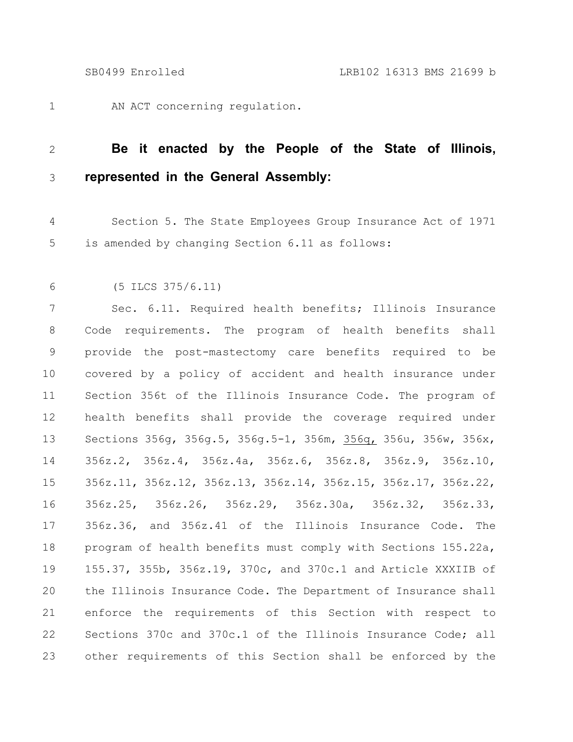AN ACT concerning regulation.

**Be it enacted by the People of the State of Illinois, represented in the General Assembly:**

Section 5. The State Employees Group Insurance Act of 1971 is amended by changing Section 6.11 as follows:

(5 ILCS 375/6.11)

Sec. 6.11. Required health benefits; Illinois Insurance Code requirements. The program of health benefits shall provide the post-mastectomy care benefits required to be covered by a policy of accident and health insurance under Section 356t of the Illinois Insurance Code. The program of health benefits shall provide the coverage required under Sections 356g, 356g.5, 356g.5-1, 356m, <u>356q,</u> 356u, 356w, 356x, 356z.2, 356z.4, 356z.4a, 356z.6, 356z.8, 356z.9, 356z.10, 356z.11, 356z.12, 356z.13, 356z.14, 356z.15, 356z.17, 356z.22, 356z.25, 356z.26, 356z.29, 356z.30a, 356z.32, 356z.33, 356z.36, and 356z.41 of the Illinois Insurance Code. The program of health benefits must comply with Sections 155.22a, 155.37, 355b, 356z.19, 370c, and 370c.1 and Article XXXIIB of the Illinois Insurance Code. The Department of Insurance shall enforce the requirements of this Section with respect to Sections 370c and 370c.1 of the Illinois Insurance Code; all other requirements of this Section shall be enforced by the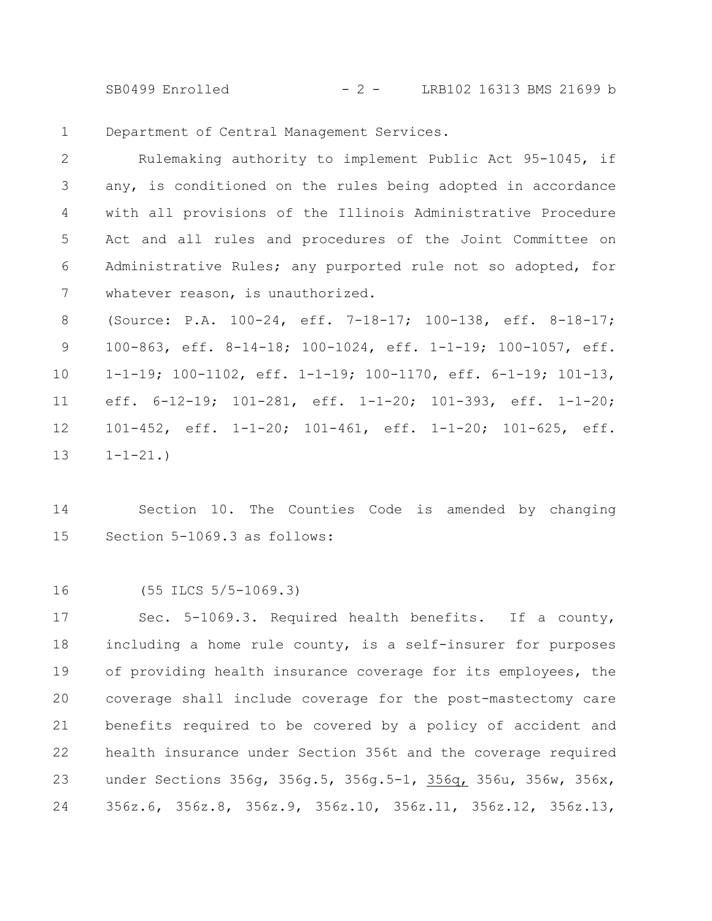Department of Central Management Services.

Rulemaking authority to implement Public Act 95-1045, if any, is conditioned on the rules being adopted in accordance with all provisions of the Illinois Administrative Procedure Act and all rules and procedures of the Joint Committee on Administrative Rules; any purported rule not so adopted, for whatever reason, is unauthorized.

(Source: P.A. 100-24, eff. 7-18-17; 100-138, eff. 8-18-17; 100-863, eff. 8-14-18; 100-1024, eff. 1-1-19; 100-1057, eff. 1-1-19; 100-1102, eff. 1-1-19; 100-1170, eff. 6-1-19; 101-13, eff. 6-12-19; 101-281, eff. 1-1-20; 101-393, eff. 1-1-20; 101-452, eff. 1-1-20; 101-461, eff. 1-1-20; 101-625, eff. 1-1-21.)

Section 10. The Counties Code is amended by changing Section 5-1069.3 as follows:

(55 ILCS 5/5-1069.3)

Sec. 5-1069.3. Required health benefits. If a county, including a home rule county, is a self-insurer for purposes of providing health insurance coverage for its employees, the coverage shall include coverage for the post-mastectomy care benefits required to be covered by a policy of accident and health insurance under Section 356t and the coverage required under Sections 356g, 356g.5, 356g.5-1, <u>356q,</u> 356u, 356w, 356x, 356z.6, 356z.8, 356z.9, 356z.10, 356z.11, 356z.12, 356z.13,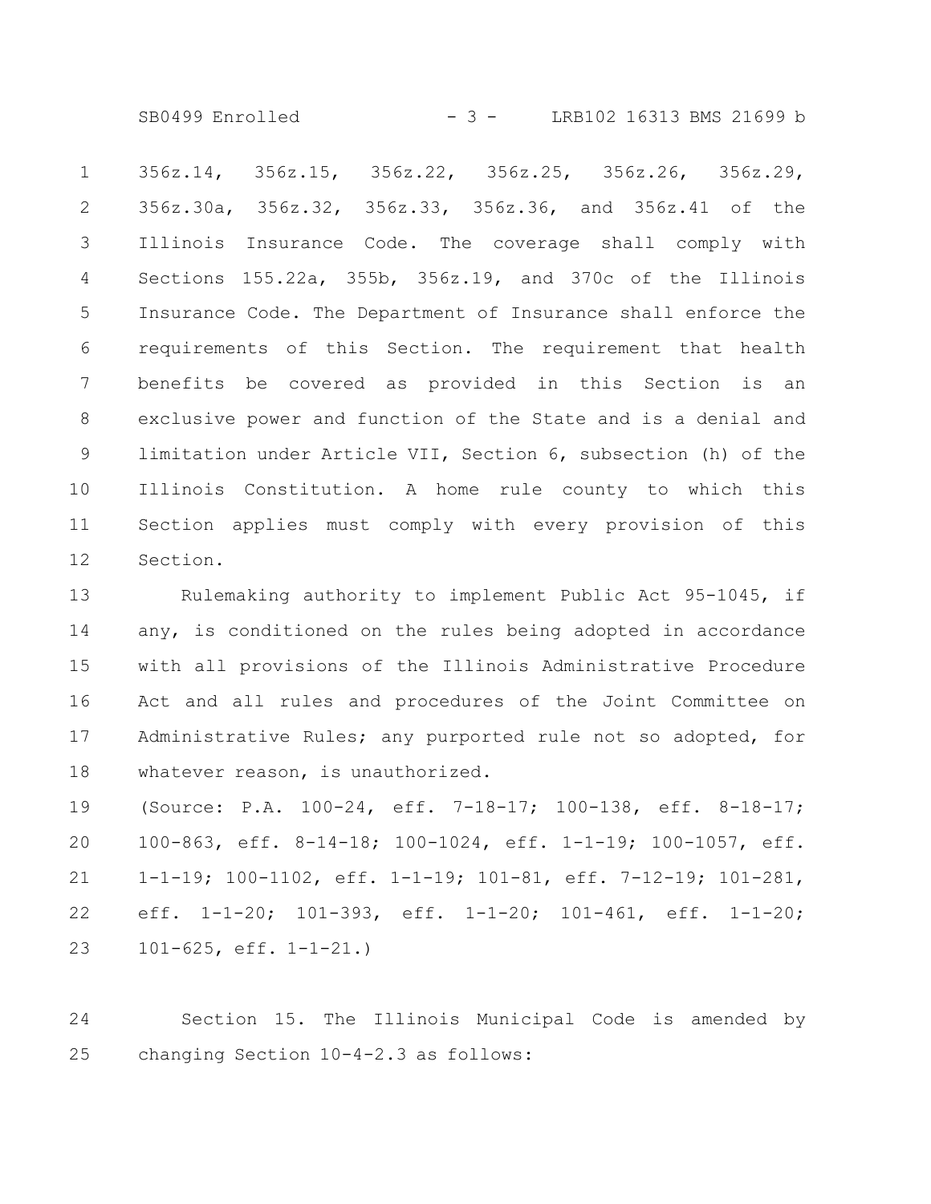356z.14, 356z.15, 356z.22, 356z.25, 356z.26, 356z.29, 356z.30a, 356z.32, 356z.33, 356z.36, and 356z.41 of the Illinois Insurance Code. The coverage shall comply with Sections 155.22a, 355b, 356z.19, and 370c of the Illinois Insurance Code. The Department of Insurance shall enforce the requirements of this Section. The requirement that health benefits be covered as provided in this Section is an exclusive power and function of the State and is a denial and limitation under Article VII, Section 6, subsection (h) of the Illinois Constitution. A home rule county to which this Section applies must comply with every provision of this Section.

Rulemaking authority to implement Public Act 95-1045, if any, is conditioned on the rules being adopted in accordance with all provisions of the Illinois Administrative Procedure Act and all rules and procedures of the Joint Committee on Administrative Rules; any purported rule not so adopted, for whatever reason, is unauthorized.

(Source: P.A. 100-24, eff. 7-18-17; 100-138, eff. 8-18-17; 100-863, eff. 8-14-18; 100-1024, eff. 1-1-19; 100-1057, eff. 1-1-19; 100-1102, eff. 1-1-19; 101-81, eff. 7-12-19; 101-281, eff. 1-1-20; 101-393, eff. 1-1-20; 101-461, eff. 1-1-20; 101-625, eff. 1-1-21.)

Section 15. The Illinois Municipal Code is amended by changing Section 10-4-2.3 as follows: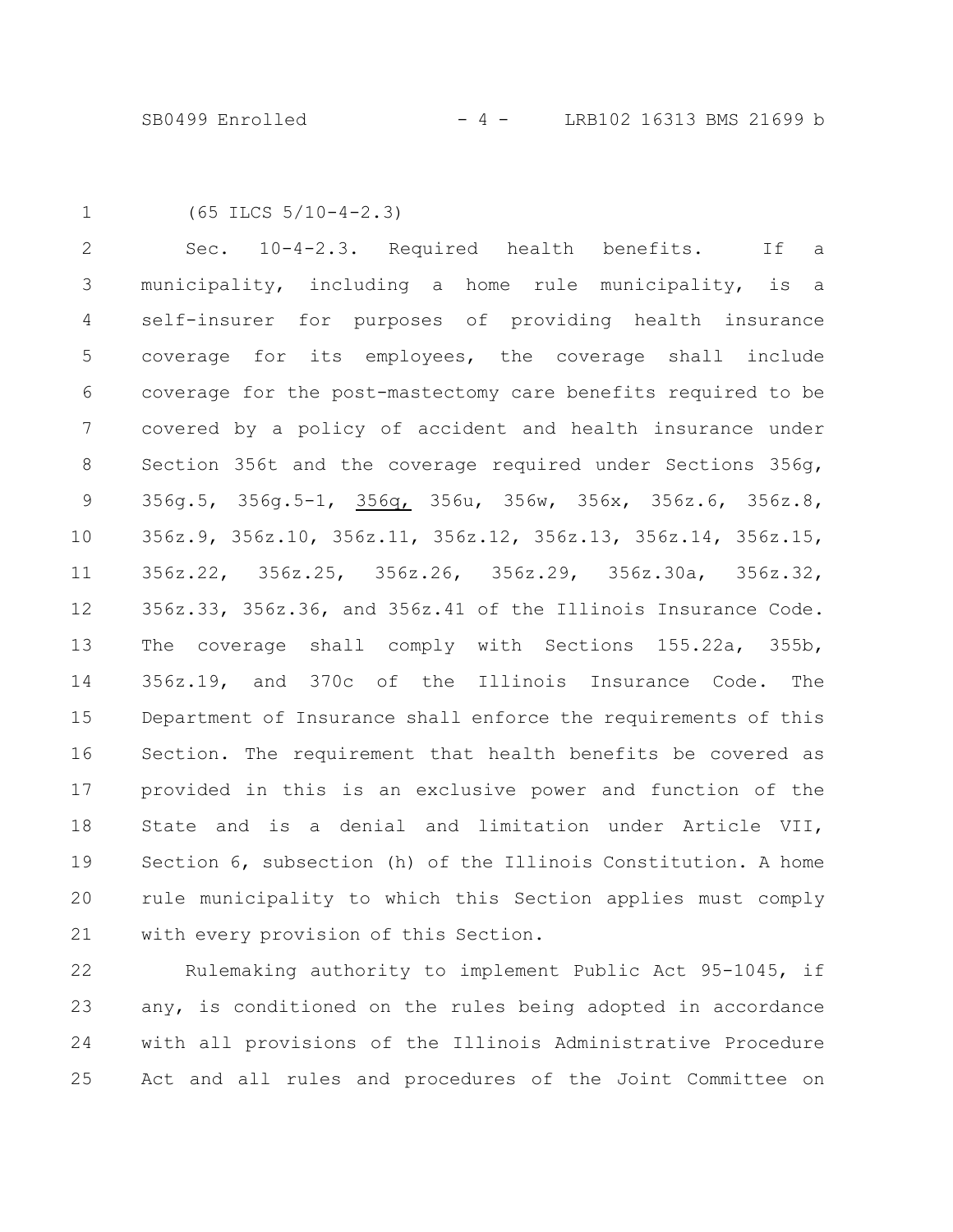(65 ILCS 5/10-4-2.3)

Sec. 10-4-2.3. Required health benefits. If a municipality, including a home rule municipality, is a self-insurer for purposes of providing health insurance coverage for its employees, the coverage shall include coverage for the post-mastectomy care benefits required to be covered by a policy of accident and health insurance under Section 356t and the coverage required under Sections 356g, 356g.5, 356g.5-1, <u>356q,</u> 356u, 356w, 356x, 356z.6, 356z.8, 356z.9, 356z.10, 356z.11, 356z.12, 356z.13, 356z.14, 356z.15, 356z.22, 356z.25, 356z.26, 356z.29, 356z.30a, 356z.32, 356z.33, 356z.36, and 356z.41 of the Illinois Insurance Code. The coverage shall comply with Sections 155.22a, 355b, 356z.19, and 370c of the Illinois Insurance Code. The Department of Insurance shall enforce the requirements of this Section. The requirement that health benefits be covered as provided in this is an exclusive power and function of the State and is a denial and limitation under Article VII, Section 6, subsection (h) of the Illinois Constitution. A home rule municipality to which this Section applies must comply with every provision of this Section.

Rulemaking authority to implement Public Act 95-1045, if any, is conditioned on the rules being adopted in accordance with all provisions of the Illinois Administrative Procedure Act and all rules and procedures of the Joint Committee on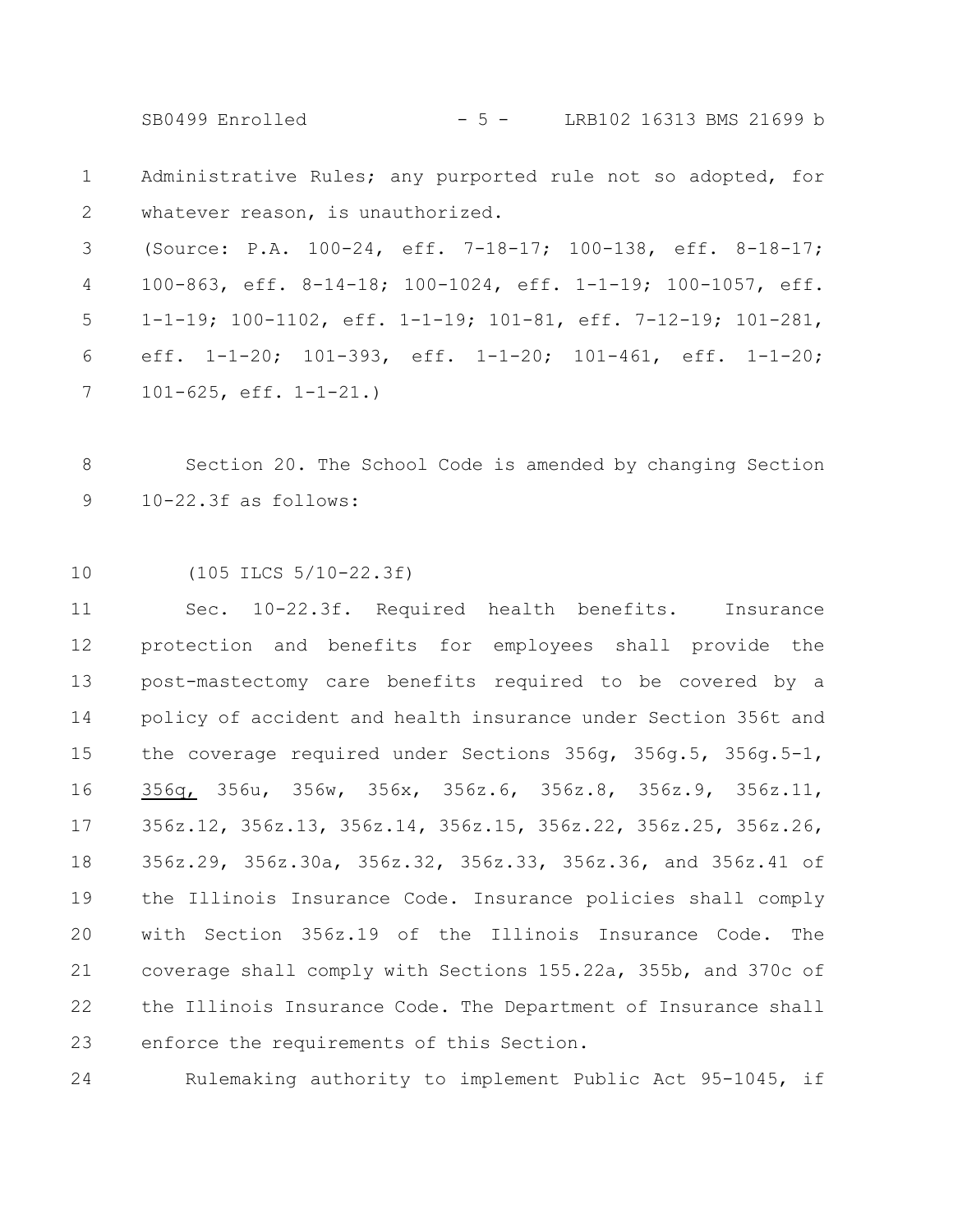Administrative Rules; any purported rule not so adopted, for whatever reason, is unauthorized.

(Source: P.A. 100-24, eff. 7-18-17; 100-138, eff. 8-18-17; 100-863, eff. 8-14-18; 100-1024, eff. 1-1-19; 100-1057, eff. 1-1-19; 100-1102, eff. 1-1-19; 101-81, eff. 7-12-19; 101-281, eff. 1-1-20; 101-393, eff. 1-1-20; 101-461, eff. 1-1-20; 101-625, eff. 1-1-21.)

Section 20. The School Code is amended by changing Section 10-22.3f as follows:

(105 ILCS 5/10-22.3f)

Sec. 10-22.3f. Required health benefits. Insurance protection and benefits for employees shall provide the post-mastectomy care benefits required to be covered by a policy of accident and health insurance under Section 356t and the coverage required under Sections 356g, 356g.5, 356g.5-1, <u>356q,</u> 356u, 356w, 356x, 356z.6, 356z.8, 356z.9, 356z.11, 356z.12, 356z.13, 356z.14, 356z.15, 356z.22, 356z.25, 356z.26, 356z.29, 356z.30a, 356z.32, 356z.33, 356z.36, and 356z.41 of the Illinois Insurance Code. Insurance policies shall comply with Section 356z.19 of the Illinois Insurance Code. The coverage shall comply with Sections 155.22a, 355b, and 370c of the Illinois Insurance Code. The Department of Insurance shall enforce the requirements of this Section.

Rulemaking authority to implement Public Act 95-1045, if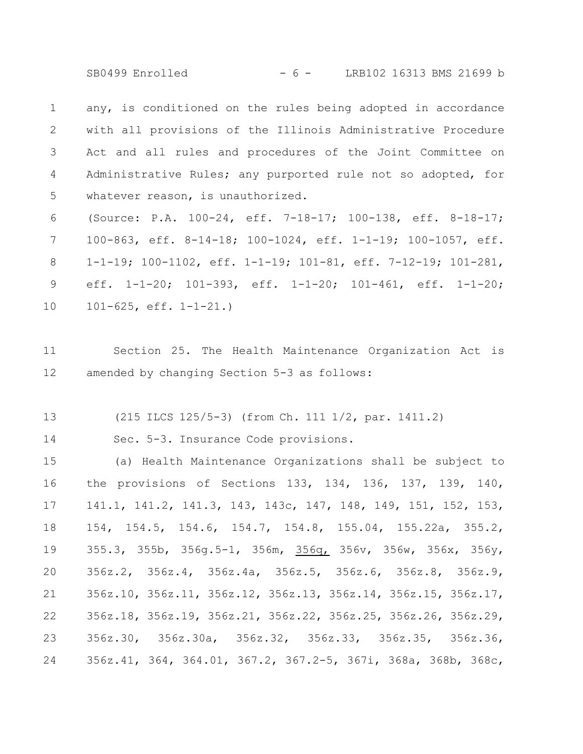any, is conditioned on the rules being adopted in accordance with all provisions of the Illinois Administrative Procedure Act and all rules and procedures of the Joint Committee on Administrative Rules; any purported rule not so adopted, for whatever reason, is unauthorized.

(Source: P.A. 100-24, eff. 7-18-17; 100-138, eff. 8-18-17; 100-863, eff. 8-14-18; 100-1024, eff. 1-1-19; 100-1057, eff. 1-1-19; 100-1102, eff. 1-1-19; 101-81, eff. 7-12-19; 101-281, eff. 1-1-20; 101-393, eff. 1-1-20; 101-461, eff. 1-1-20; 101-625, eff. 1-1-21.)

Section 25. The Health Maintenance Organization Act is amended by changing Section 5-3 as follows:

(215 ILCS 125/5-3) (from Ch. 111 1/2, par. 1411.2)

Sec. 5-3. Insurance Code provisions.

(a) Health Maintenance Organizations shall be subject to the provisions of Sections 133, 134, 136, 137, 139, 140, 141.1, 141.2, 141.3, 143, 143c, 147, 148, 149, 151, 152, 153, 154, 154.5, 154.6, 154.7, 154.8, 155.04, 155.22a, 355.2, 355.3, 355b, 356g.5-1, 356m, 356q, 356v, 356w, 356x, 356y, 356z.2, 356z.4, 356z.4a, 356z.5, 356z.6, 356z.8, 356z.9, 356z.10, 356z.11, 356z.12, 356z.13, 356z.14, 356z.15, 356z.17, 356z.18, 356z.19, 356z.21, 356z.22, 356z.25, 356z.26, 356z.29, 356z.30, 356z.30a, 356z.32, 356z.33, 356z.35, 356z.36, 356z.41, 364, 364.01, 367.2, 367.2-5, 367i, 368a, 368b, 368c,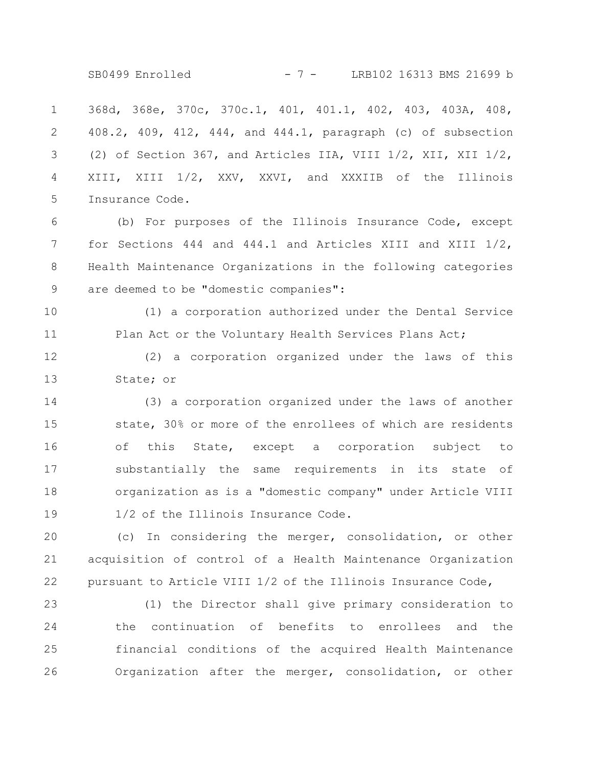368d, 368e, 370c, 370c.1, 401, 401.1, 402, 403, 403A, 408, 408.2, 409, 412, 444, and 444.1, paragraph (c) of subsection (2) of Section 367, and Articles IIA, VIII 1/2, XII, XII 1/2, XIII, XIII 1/2, XXV, XXVI, and XXXIIB of the Illinois Insurance Code.

(b) For purposes of the Illinois Insurance Code, except for Sections 444 and 444.1 and Articles XIII and XIII 1/2, Health Maintenance Organizations in the following categories are deemed to be "domestic companies":

(1) a corporation authorized under the Dental Service Plan Act or the Voluntary Health Services Plans Act;

(2) a corporation organized under the laws of this State; or

(3) a corporation organized under the laws of another state, 30% or more of the enrollees of which are residents of this State, except a corporation subject to substantially the same requirements in its state of organization as is a "domestic company" under Article VIII 1/2 of the Illinois Insurance Code.

(c) In considering the merger, consolidation, or other acquisition of control of a Health Maintenance Organization pursuant to Article VIII 1/2 of the Illinois Insurance Code,

(1) the Director shall give primary consideration to the continuation of benefits to enrollees and the financial conditions of the acquired Health Maintenance Organization after the merger, consolidation, or other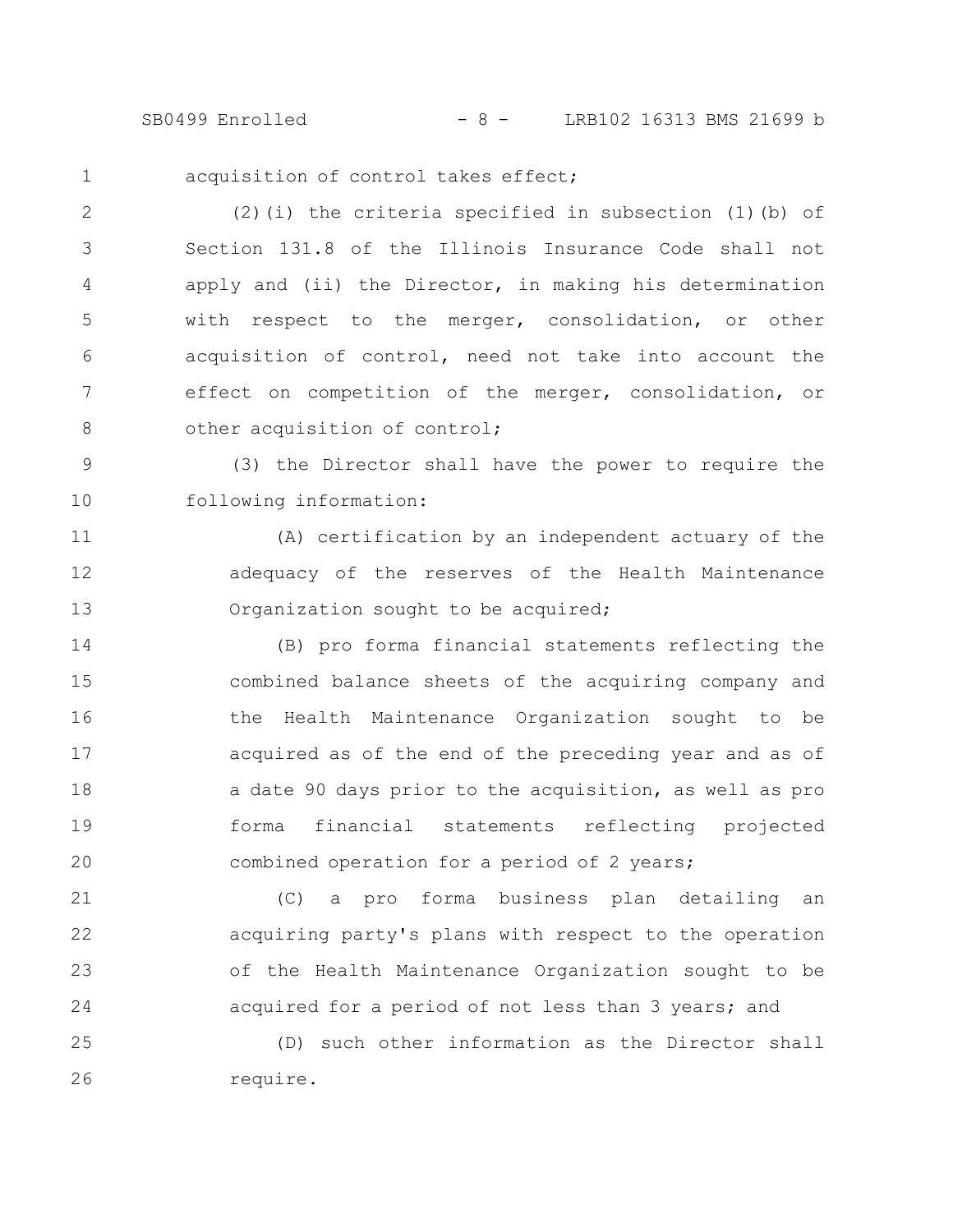acquisition of control takes effect;

(2)(i) the criteria specified in subsection (1)(b) of Section 131.8 of the Illinois Insurance Code shall not apply and (ii) the Director, in making his determination with respect to the merger, consolidation, or other acquisition of control, need not take into account the effect on competition of the merger, consolidation, or other acquisition of control;

(3) the Director shall have the power to require the following information:

(A) certification by an independent actuary of the adequacy of the reserves of the Health Maintenance Organization sought to be acquired;

(B) pro forma financial statements reflecting the combined balance sheets of the acquiring company and the Health Maintenance Organization sought to be acquired as of the end of the preceding year and as of a date 90 days prior to the acquisition, as well as pro forma financial statements reflecting projected combined operation for a period of 2 years;

(C) a pro forma business plan detailing an acquiring party's plans with respect to the operation of the Health Maintenance Organization sought to be acquired for a period of not less than 3 years; and

(D) such other information as the Director shall require.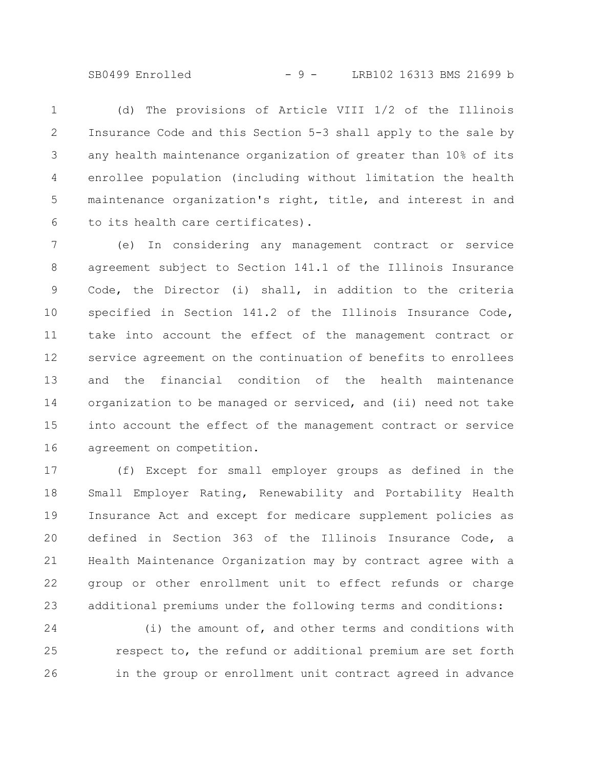(d) The provisions of Article VIII 1/2 of the Illinois Insurance Code and this Section 5-3 shall apply to the sale by any health maintenance organization of greater than 10% of its enrollee population (including without limitation the health maintenance organization's right, title, and interest in and to its health care certificates).

(e) In considering any management contract or service agreement subject to Section 141.1 of the Illinois Insurance Code, the Director (i) shall, in addition to the criteria specified in Section 141.2 of the Illinois Insurance Code, take into account the effect of the management contract or service agreement on the continuation of benefits to enrollees and the financial condition of the health maintenance organization to be managed or serviced, and (ii) need not take into account the effect of the management contract or service agreement on competition.

(f) Except for small employer groups as defined in the Small Employer Rating, Renewability and Portability Health Insurance Act and except for medicare supplement policies as defined in Section 363 of the Illinois Insurance Code, a Health Maintenance Organization may by contract agree with a group or other enrollment unit to effect refunds or charge additional premiums under the following terms and conditions:

(i) the amount of, and other terms and conditions with respect to, the refund or additional premium are set forth in the group or enrollment unit contract agreed in advance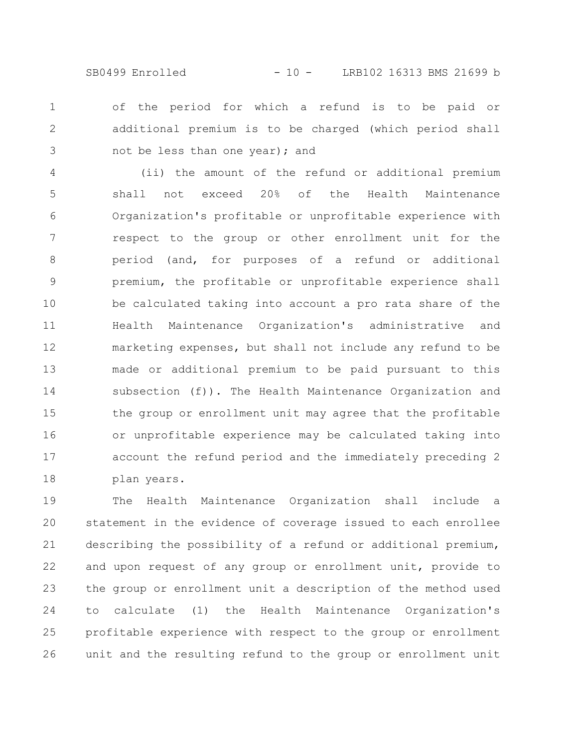of the period for which a refund is to be paid or additional premium is to be charged (which period shall not be less than one year); and

(ii) the amount of the refund or additional premium shall not exceed 20% of the Health Maintenance Organization's profitable or unprofitable experience with respect to the group or other enrollment unit for the period (and, for purposes of a refund or additional premium, the profitable or unprofitable experience shall be calculated taking into account a pro rata share of the Health Maintenance Organization's administrative and marketing expenses, but shall not include any refund to be made or additional premium to be paid pursuant to this subsection (f)). The Health Maintenance Organization and the group or enrollment unit may agree that the profitable or unprofitable experience may be calculated taking into account the refund period and the immediately preceding 2 plan years.

The Health Maintenance Organization shall include a statement in the evidence of coverage issued to each enrollee describing the possibility of a refund or additional premium, and upon request of any group or enrollment unit, provide to the group or enrollment unit a description of the method used to calculate (1) the Health Maintenance Organization's profitable experience with respect to the group or enrollment unit and the resulting refund to the group or enrollment unit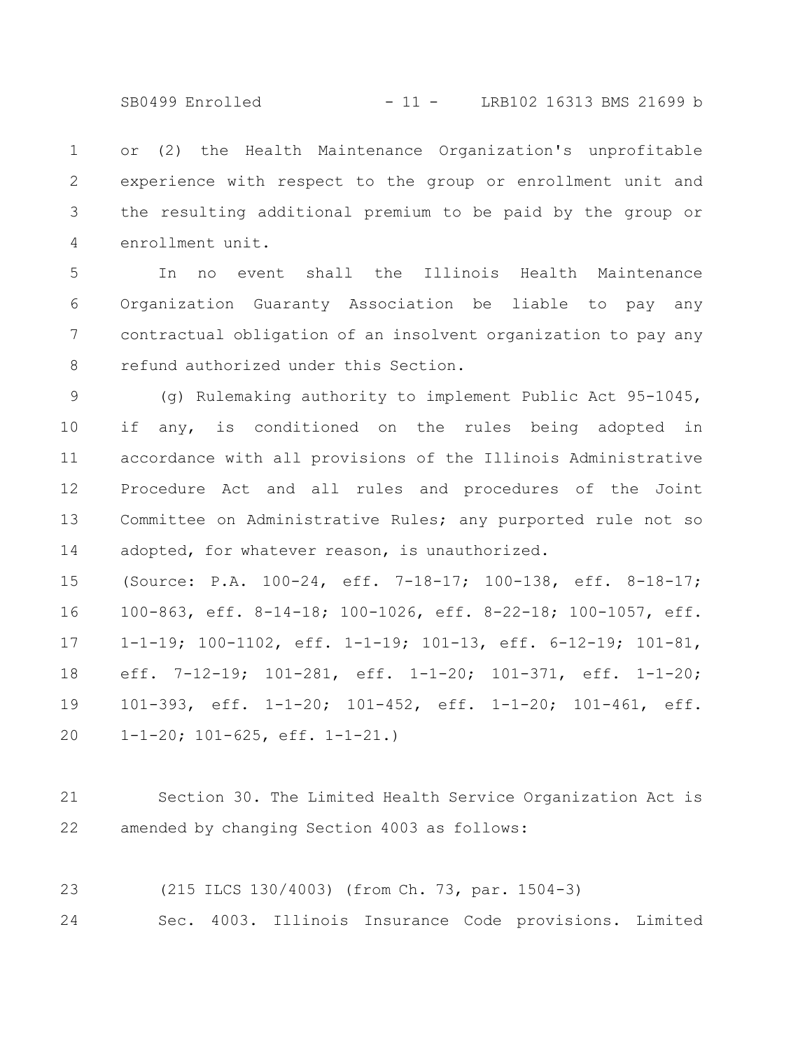or (2) the Health Maintenance Organization's unprofitable experience with respect to the group or enrollment unit and the resulting additional premium to be paid by the group or enrollment unit.

In no event shall the Illinois Health Maintenance Organization Guaranty Association be liable to pay any contractual obligation of an insolvent organization to pay any refund authorized under this Section.

(g) Rulemaking authority to implement Public Act 95-1045, if any, is conditioned on the rules being adopted in accordance with all provisions of the Illinois Administrative Procedure Act and all rules and procedures of the Joint Committee on Administrative Rules; any purported rule not so adopted, for whatever reason, is unauthorized.

(Source: P.A. 100-24, eff. 7-18-17; 100-138, eff. 8-18-17; 100-863, eff. 8-14-18; 100-1026, eff. 8-22-18; 100-1057, eff. 1-1-19; 100-1102, eff. 1-1-19; 101-13, eff. 6-12-19; 101-81, eff. 7-12-19; 101-281, eff. 1-1-20; 101-371, eff. 1-1-20; 101-393, eff. 1-1-20; 101-452, eff. 1-1-20; 101-461, eff. 1-1-20; 101-625, eff. 1-1-21.)

Section 30. The Limited Health Service Organization Act is amended by changing Section 4003 as follows:

(215 ILCS 130/4003) (from Ch. 73, par. 1504-3)

Sec. 4003. Illinois Insurance Code provisions. Limited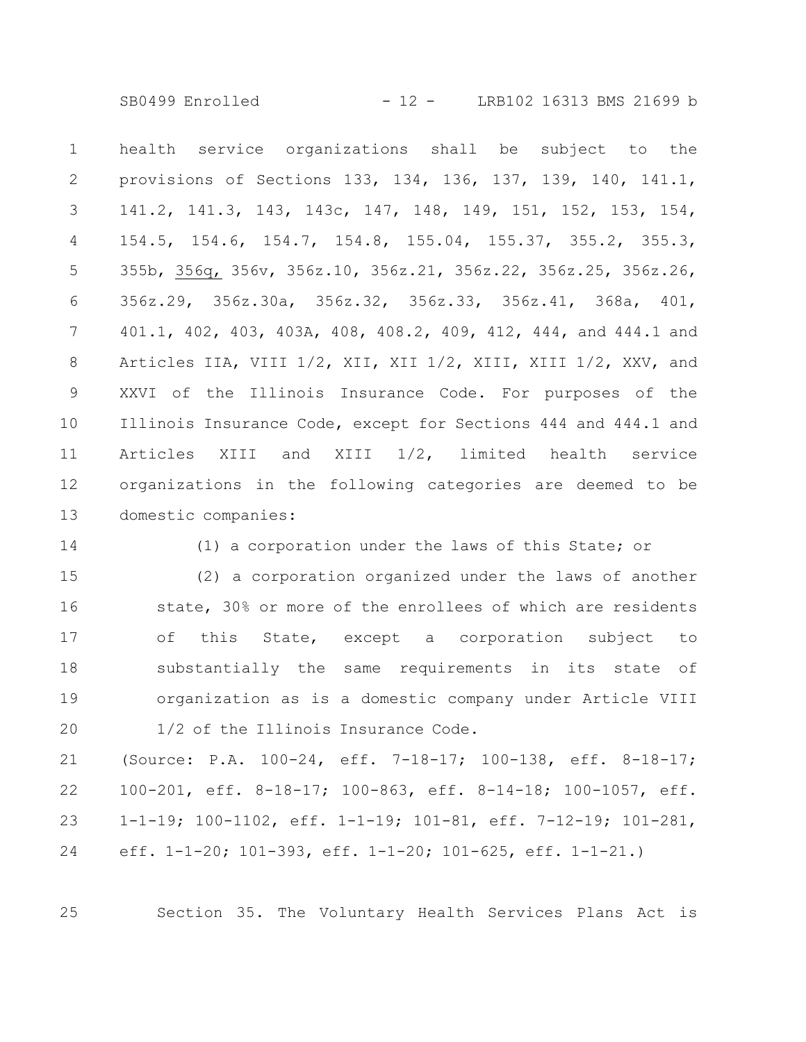health service organizations shall be subject to the provisions of Sections 133, 134, 136, 137, 139, 140, 141.1, 141.2, 141.3, 143, 143c, 147, 148, 149, 151, 152, 153, 154, 154.5, 154.6, 154.7, 154.8, 155.04, 155.37, 355.2, 355.3, 355b, <u>356q,</u> 356v, 356z.10, 356z.21, 356z.22, 356z.25, 356z.26, 356z.29, 356z.30a, 356z.32, 356z.33, 356z.41, 368a, 401, 401.1, 402, 403, 403A, 408, 408.2, 409, 412, 444, and 444.1 and Articles IIA, VIII 1/2, XII, XII 1/2, XIII, XIII 1/2, XXV, and XXVI of the Illinois Insurance Code. For purposes of the Illinois Insurance Code, except for Sections 444 and 444.1 and Articles XIII and XIII 1/2, limited health service organizations in the following categories are deemed to be domestic companies:

(1) a corporation under the laws of this State; or

(2) a corporation organized under the laws of another state, 30% or more of the enrollees of which are residents of this State, except a corporation subject to substantially the same requirements in its state of organization as is a domestic company under Article VIII 1/2 of the Illinois Insurance Code.

(Source: P.A. 100-24, eff. 7-18-17; 100-138, eff. 8-18-17; 100-201, eff. 8-18-17; 100-863, eff. 8-14-18; 100-1057, eff. 1-1-19; 100-1102, eff. 1-1-19; 101-81, eff. 7-12-19; 101-281, eff. 1-1-20; 101-393, eff. 1-1-20; 101-625, eff. 1-1-21.)

Section 35. The Voluntary Health Services Plans Act is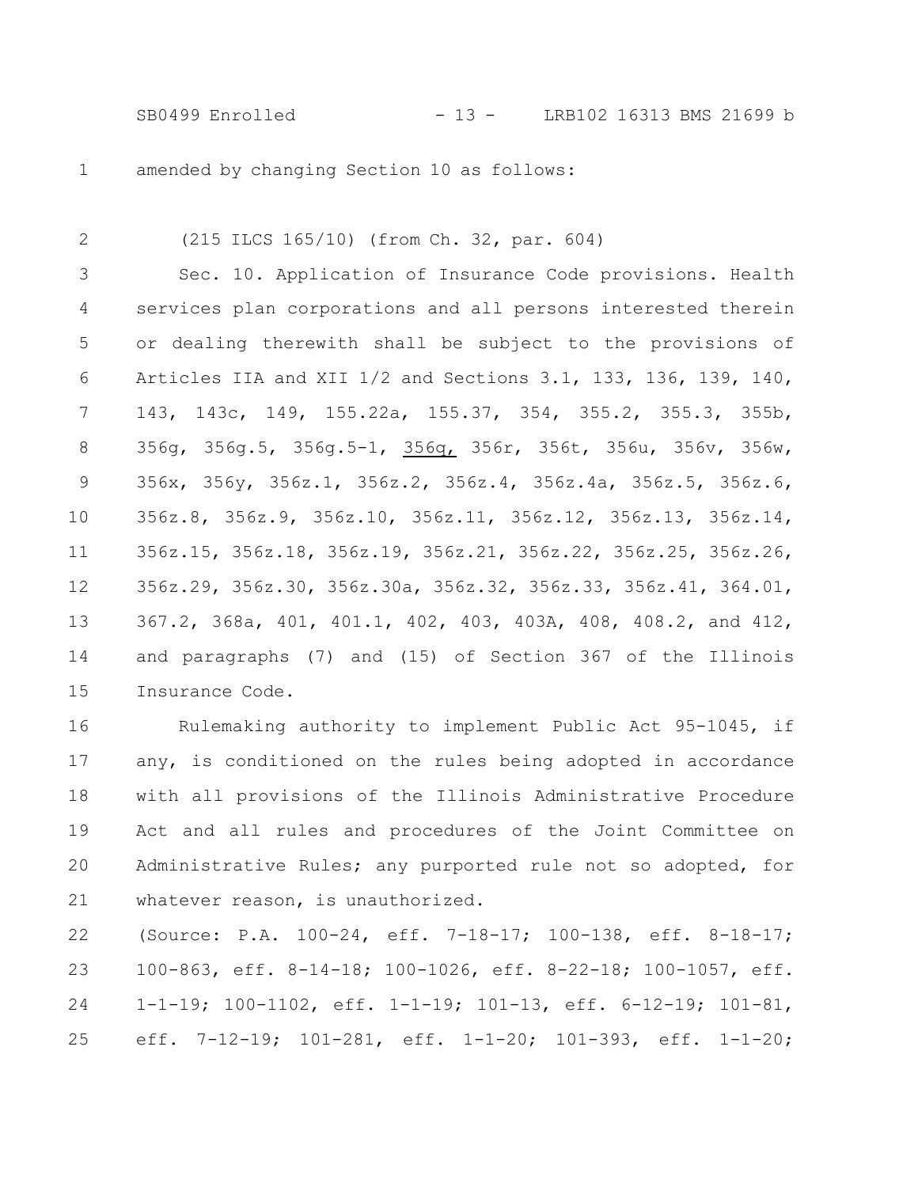amended by changing Section 10 as follows:

(215 ILCS 165/10) (from Ch. 32, par. 604)

Sec. 10. Application of Insurance Code provisions. Health services plan corporations and all persons interested therein or dealing therewith shall be subject to the provisions of Articles IIA and XII 1/2 and Sections 3.1, 133, 136, 139, 140, 143, 143c, 149, 155.22a, 155.37, 354, 355.2, 355.3, 355b, 356g, 356g.5, 356g.5-1, 356q, 356r, 356t, 356u, 356v, 356w, 356x, 356y, 356z.1, 356z.2, 356z.4, 356z.4a, 356z.5, 356z.6, 356z.8, 356z.9, 356z.10, 356z.11, 356z.12, 356z.13, 356z.14, 356z.15, 356z.18, 356z.19, 356z.21, 356z.22, 356z.25, 356z.26, 356z.29, 356z.30, 356z.30a, 356z.32, 356z.33, 356z.41, 364.01, 367.2, 368a, 401, 401.1, 402, 403, 403A, 408, 408.2, and 412, and paragraphs (7) and (15) of Section 367 of the Illinois Insurance Code.

Rulemaking authority to implement Public Act 95-1045, if any, is conditioned on the rules being adopted in accordance with all provisions of the Illinois Administrative Procedure Act and all rules and procedures of the Joint Committee on Administrative Rules; any purported rule not so adopted, for whatever reason, is unauthorized.

(Source: P.A. 100-24, eff. 7-18-17; 100-138, eff. 8-18-17; 100-863, eff. 8-14-18; 100-1026, eff. 8-22-18; 100-1057, eff. 1-1-19; 100-1102, eff. 1-1-19; 101-13, eff. 6-12-19; 101-81, eff. 7-12-19; 101-281, eff. 1-1-20; 101-393, eff. 1-1-20;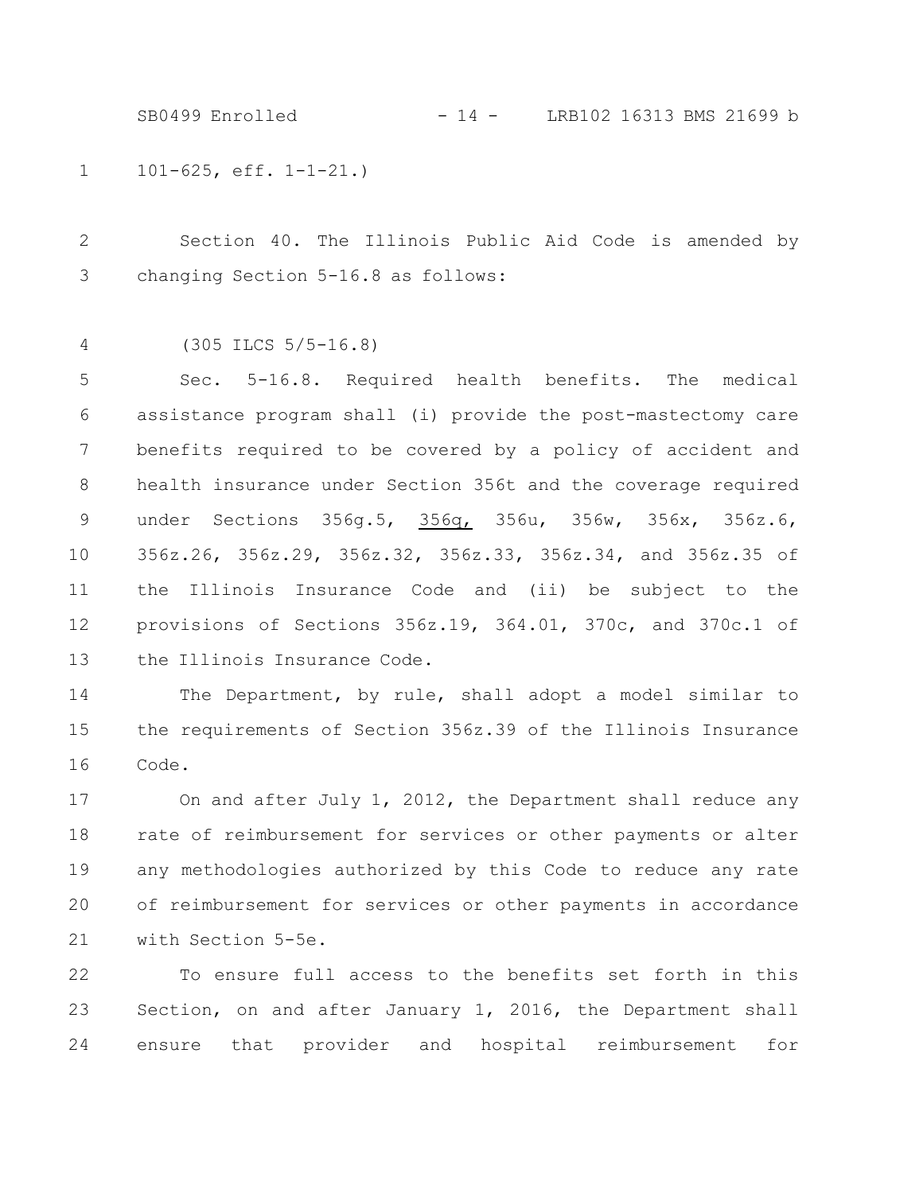101-625, eff. 1-1-21.)

Section 40. The Illinois Public Aid Code is amended by changing Section 5-16.8 as follows:

(305 ILCS 5/5-16.8)

Sec. 5-16.8. Required health benefits. The medical assistance program shall (i) provide the post-mastectomy care benefits required to be covered by a policy of accident and health insurance under Section 356t and the coverage required under Sections 356g.5, <u>356q,</u> 356u, 356w, 356x, 356z.6, 356z.26, 356z.29, 356z.32, 356z.33, 356z.34, and 356z.35 of the Illinois Insurance Code and (ii) be subject to the provisions of Sections 356z.19, 364.01, 370c, and 370c.1 of the Illinois Insurance Code.

The Department, by rule, shall adopt a model similar to the requirements of Section 356z.39 of the Illinois Insurance Code.

On and after July 1, 2012, the Department shall reduce any rate of reimbursement for services or other payments or alter any methodologies authorized by this Code to reduce any rate of reimbursement for services or other payments in accordance with Section 5-5e.

To ensure full access to the benefits set forth in this Section, on and after January 1, 2016, the Department shall ensure that provider and hospital reimbursement for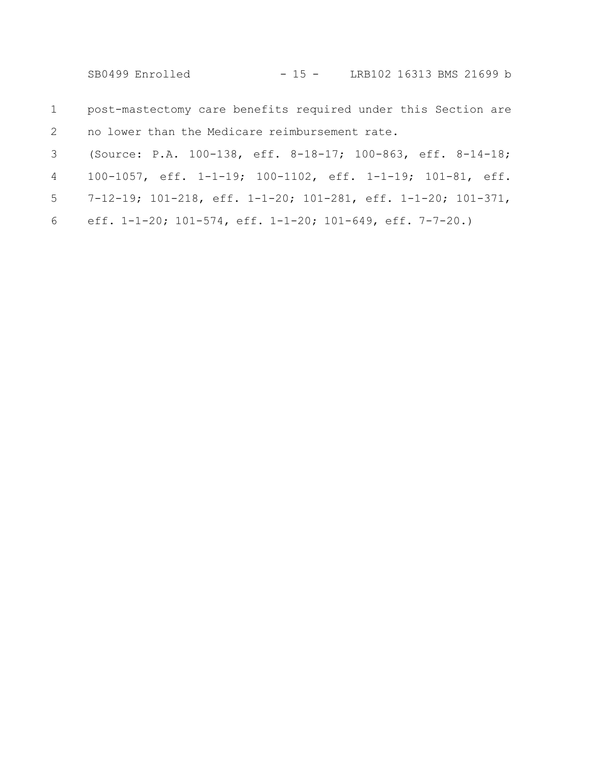post-mastectomy care benefits required under this Section are no lower than the Medicare reimbursement rate.

(Source: P.A. 100-138, eff. 8-18-17; 100-863, eff. 8-14-18; 100-1057, eff. 1-1-19; 100-1102, eff. 1-1-19; 101-81, eff. 7-12-19; 101-218, eff. 1-1-20; 101-281, eff. 1-1-20; 101-371, eff. 1-1-20; 101-574, eff. 1-1-20; 101-649, eff. 7-7-20.)